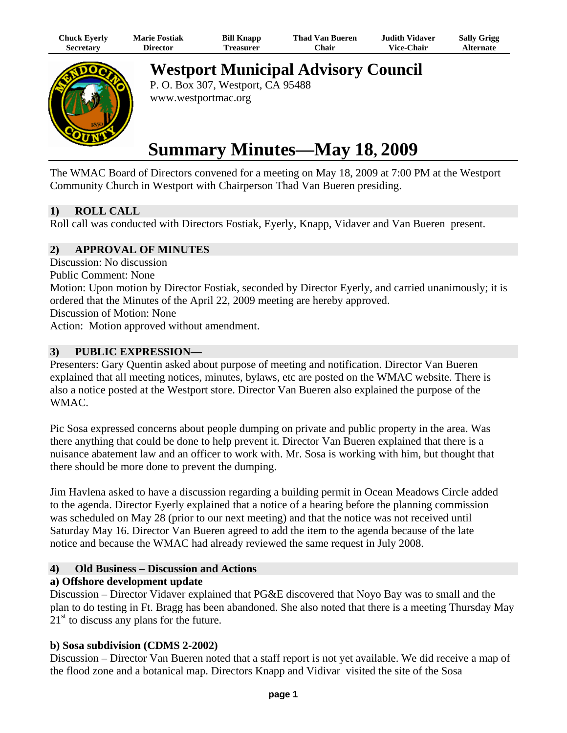| Chuck Eyerly | Marie Fostiak | Bill Knapp | Thad Van Bueren | Judith Vidaver | Sally Grigg |
|---|---|---|---|---|---|
| Secretary | Director | Treasurer | Chair | Vice-Chair | Alternate |

# Westport Municipal Advisory Council

P. O. Box 307, Westport, CA 95488
www.westportmac.org

# Summary Minutes—May 18, 2009

The WMAC Board of Directors convened for a meeting on May 18, 2009 at 7:00 PM at the Westport Community Church in Westport with Chairperson Thad Van Bueren presiding.

## 1) ROLL CALL

Roll call was conducted with Directors Fostiak, Eyerly, Knapp, Vidaver and Van Bueren present.

## 2) APPROVAL OF MINUTES

Discussion: No discussion
Public Comment: None
Motion: Upon motion by Director Fostiak, seconded by Director Eyerly, and carried unanimously; it is ordered that the Minutes of the April 22, 2009 meeting are hereby approved.
Discussion of Motion: None
Action: Motion approved without amendment.

## 3) PUBLIC EXPRESSION—

Presenters: Gary Quentin asked about purpose of meeting and notification. Director Van Bueren explained that all meeting notices, minutes, bylaws, etc are posted on the WMAC website. There is also a notice posted at the Westport store. Director Van Bueren also explained the purpose of the WMAC.

Pic Sosa expressed concerns about people dumping on private and public property in the area. Was there anything that could be done to help prevent it. Director Van Bueren explained that there is a nuisance abatement law and an officer to work with. Mr. Sosa is working with him, but thought that there should be more done to prevent the dumping.

Jim Havlena asked to have a discussion regarding a building permit in Ocean Meadows Circle added to the agenda. Director Eyerly explained that a notice of a hearing before the planning commission was scheduled on May 28 (prior to our next meeting) and that the notice was not received until Saturday May 16. Director Van Bueren agreed to add the item to the agenda because of the late notice and because the WMAC had already reviewed the same request in July 2008.

## 4) Old Business – Discussion and Actions

### a) Offshore development update

Discussion – Director Vidaver explained that PG&E discovered that Noyo Bay was to small and the plan to do testing in Ft. Bragg has been abandoned. She also noted that there is a meeting Thursday May 21st to discuss any plans for the future.

### b) Sosa subdivision (CDMS 2-2002)

Discussion – Director Van Bueren noted that a staff report is not yet available. We did receive a map of the flood zone and a botanical map. Directors Knapp and Vidivar visited the site of the Sosa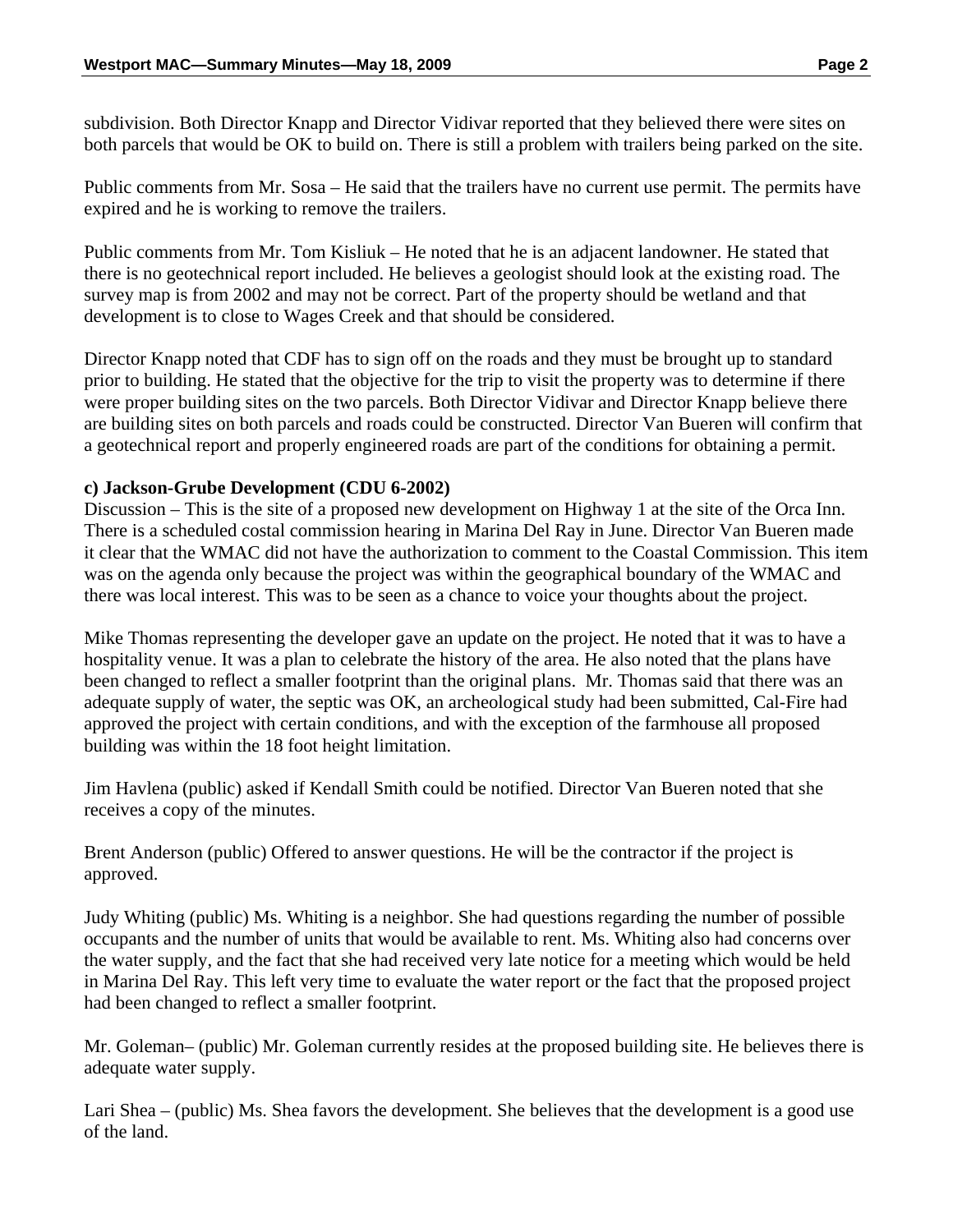subdivision. Both Director Knapp and Director Vidivar reported that they believed there were sites on both parcels that would be OK to build on. There is still a problem with trailers being parked on the site.

Public comments from Mr. Sosa – He said that the trailers have no current use permit. The permits have expired and he is working to remove the trailers.

Public comments from Mr. Tom Kisliuk – He noted that he is an adjacent landowner. He stated that there is no geotechnical report included. He believes a geologist should look at the existing road. The survey map is from 2002 and may not be correct. Part of the property should be wetland and that development is to close to Wages Creek and that should be considered.

Director Knapp noted that CDF has to sign off on the roads and they must be brought up to standard prior to building. He stated that the objective for the trip to visit the property was to determine if there were proper building sites on the two parcels. Both Director Vidivar and Director Knapp believe there are building sites on both parcels and roads could be constructed. Director Van Bueren will confirm that a geotechnical report and properly engineered roads are part of the conditions for obtaining a permit.

**c) Jackson-Grube Development (CDU 6-2002)**

Discussion – This is the site of a proposed new development on Highway 1 at the site of the Orca Inn. There is a scheduled costal commission hearing in Marina Del Ray in June. Director Van Bueren made it clear that the WMAC did not have the authorization to comment to the Coastal Commission. This item was on the agenda only because the project was within the geographical boundary of the WMAC and there was local interest. This was to be seen as a chance to voice your thoughts about the project.

Mike Thomas representing the developer gave an update on the project. He noted that it was to have a hospitality venue. It was a plan to celebrate the history of the area. He also noted that the plans have been changed to reflect a smaller footprint than the original plans. Mr. Thomas said that there was an adequate supply of water, the septic was OK, an archeological study had been submitted, Cal-Fire had approved the project with certain conditions, and with the exception of the farmhouse all proposed building was within the 18 foot height limitation.

Jim Havlena (public) asked if Kendall Smith could be notified. Director Van Bueren noted that she receives a copy of the minutes.

Brent Anderson (public) Offered to answer questions. He will be the contractor if the project is approved.

Judy Whiting (public) Ms. Whiting is a neighbor. She had questions regarding the number of possible occupants and the number of units that would be available to rent. Ms. Whiting also had concerns over the water supply, and the fact that she had received very late notice for a meeting which would be held in Marina Del Ray. This left very time to evaluate the water report or the fact that the proposed project had been changed to reflect a smaller footprint.

Mr. Goleman– (public) Mr. Goleman currently resides at the proposed building site. He believes there is adequate water supply.

Lari Shea – (public) Ms. Shea favors the development. She believes that the development is a good use of the land.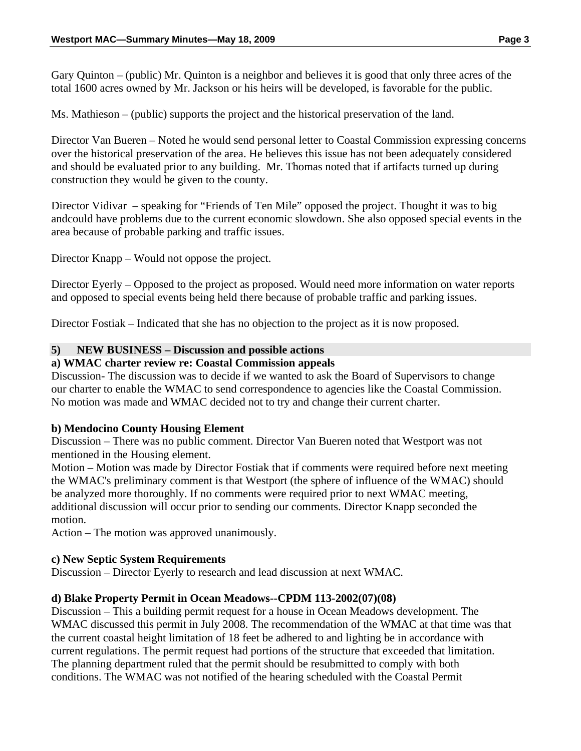Gary Quinton – (public) Mr. Quinton is a neighbor and believes it is good that only three acres of the total 1600 acres owned by Mr. Jackson or his heirs will be developed, is favorable for the public.

Ms. Mathieson – (public) supports the project and the historical preservation of the land.

Director Van Bueren – Noted he would send personal letter to Coastal Commission expressing concerns over the historical preservation of the area. He believes this issue has not been adequately considered and should be evaluated prior to any building. Mr. Thomas noted that if artifacts turned up during construction they would be given to the county.

Director Vidivar – speaking for "Friends of Ten Mile" opposed the project. Thought it was to big andcould have problems due to the current economic slowdown. She also opposed special events in the area because of probable parking and traffic issues.

Director Knapp – Would not oppose the project.

Director Eyerly – Opposed to the project as proposed. Would need more information on water reports and opposed to special events being held there because of probable traffic and parking issues.

Director Fostiak – Indicated that she has no objection to the project as it is now proposed.

## 5) NEW BUSINESS – Discussion and possible actions

### a) WMAC charter review re: Coastal Commission appeals

Discussion- The discussion was to decide if we wanted to ask the Board of Supervisors to change our charter to enable the WMAC to send correspondence to agencies like the Coastal Commission. No motion was made and WMAC decided not to try and change their current charter.

### b) Mendocino County Housing Element

Discussion – There was no public comment. Director Van Bueren noted that Westport was not mentioned in the Housing element.

Motion – Motion was made by Director Fostiak that if comments were required before next meeting the WMAC's preliminary comment is that Westport (the sphere of influence of the WMAC) should be analyzed more thoroughly. If no comments were required prior to next WMAC meeting, additional discussion will occur prior to sending our comments. Director Knapp seconded the motion.

Action – The motion was approved unanimously.

### c) New Septic System Requirements

Discussion – Director Eyerly to research and lead discussion at next WMAC.

### d) Blake Property Permit in Ocean Meadows--CPDM 113-2002(07)(08)

Discussion – This a building permit request for a house in Ocean Meadows development. The WMAC discussed this permit in July 2008. The recommendation of the WMAC at that time was that the current coastal height limitation of 18 feet be adhered to and lighting be in accordance with current regulations. The permit request had portions of the structure that exceeded that limitation. The planning department ruled that the permit should be resubmitted to comply with both conditions. The WMAC was not notified of the hearing scheduled with the Coastal Permit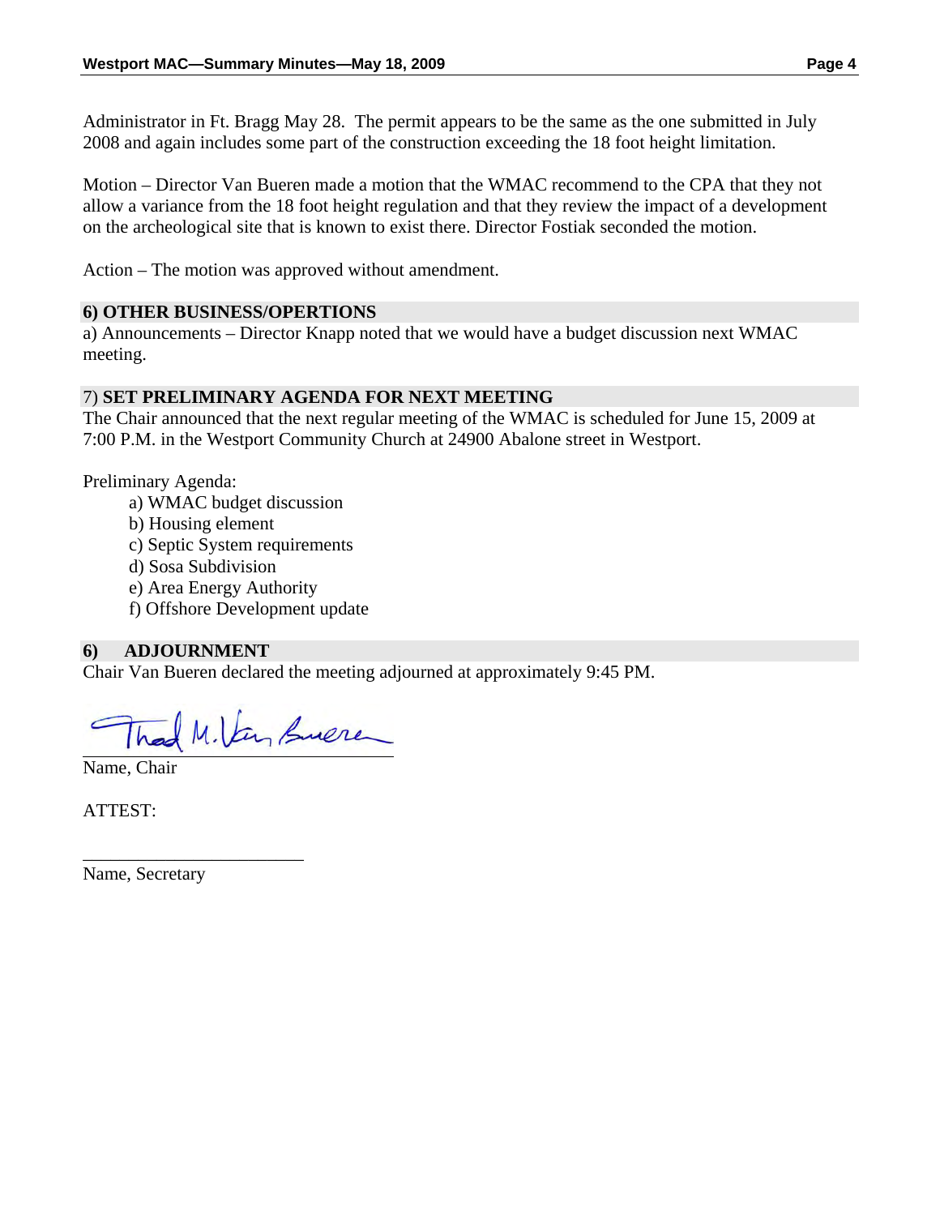Administrator in Ft. Bragg May 28. The permit appears to be the same as the one submitted in July 2008 and again includes some part of the construction exceeding the 18 foot height limitation.

Motion – Director Van Bueren made a motion that the WMAC recommend to the CPA that they not allow a variance from the 18 foot height regulation and that they review the impact of a development on the archeological site that is known to exist there. Director Fostiak seconded the motion.

Action – The motion was approved without amendment.

## 6) OTHER BUSINESS/OPERTIONS

a) Announcements – Director Knapp noted that we would have a budget discussion next WMAC meeting.

## 7) SET PRELIMINARY AGENDA FOR NEXT MEETING

The Chair announced that the next regular meeting of the WMAC is scheduled for June 15, 2009 at 7:00 P.M. in the Westport Community Church at 24900 Abalone street in Westport.

Preliminary Agenda:

- a) WMAC budget discussion
- b) Housing element
- c) Septic System requirements
- d) Sosa Subdivision
- e) Area Energy Authority
- f) Offshore Development update

## 6) ADJOURNMENT

Chair Van Bueren declared the meeting adjourned at approximately 9:45 PM.

Thad M. Van Bueren
\_\_\_\_\_\_\_\_\_\_\_\_\_\_\_\_\_\_\_\_\_\_\_\_\_\_\_\_
Name, Chair

ATTEST:

\_\_\_\_\_\_\_\_\_\_\_\_\_\_\_\_\_\_\_\_\_\_\_\_\_\_\_\_
Name, Secretary